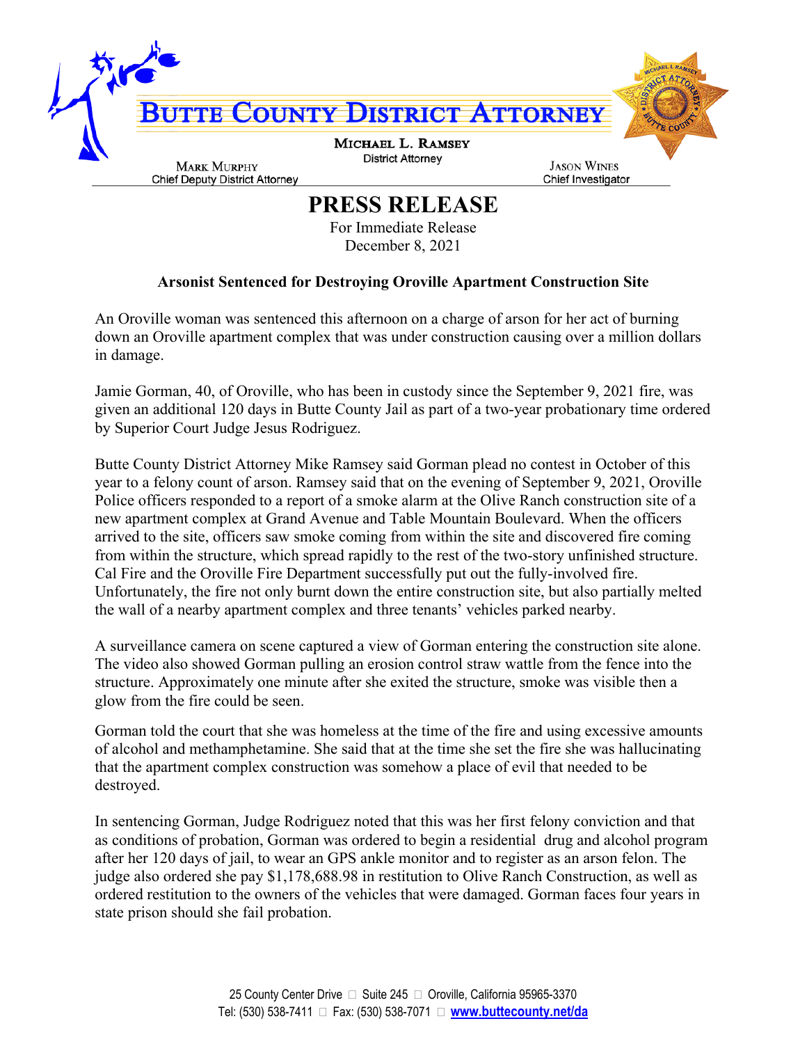# BUTTE COUNTY DISTRICT ATTORNEY

**MICHAEL L. RAMSEY**
District Attorney

**MARK MURPHY**
Chief Deputy District Attorney

**JASON WINES**
Chief Investigator

## PRESS RELEASE

For Immediate Release
December 8, 2021

### Arsonist Sentenced for Destroying Oroville Apartment Construction Site

An Oroville woman was sentenced this afternoon on a charge of arson for her act of burning down an Oroville apartment complex that was under construction causing over a million dollars in damage.

Jamie Gorman, 40, of Oroville, who has been in custody since the September 9, 2021 fire, was given an additional 120 days in Butte County Jail as part of a two-year probationary time ordered by Superior Court Judge Jesus Rodriguez.

Butte County District Attorney Mike Ramsey said Gorman plead no contest in October of this year to a felony count of arson. Ramsey said that on the evening of September 9, 2021, Oroville Police officers responded to a report of a smoke alarm at the Olive Ranch construction site of a new apartment complex at Grand Avenue and Table Mountain Boulevard. When the officers arrived to the site, officers saw smoke coming from within the site and discovered fire coming from within the structure, which spread rapidly to the rest of the two-story unfinished structure. Cal Fire and the Oroville Fire Department successfully put out the fully-involved fire. Unfortunately, the fire not only burnt down the entire construction site, but also partially melted the wall of a nearby apartment complex and three tenants' vehicles parked nearby.

A surveillance camera on scene captured a view of Gorman entering the construction site alone. The video also showed Gorman pulling an erosion control straw wattle from the fence into the structure. Approximately one minute after she exited the structure, smoke was visible then a glow from the fire could be seen.

Gorman told the court that she was homeless at the time of the fire and using excessive amounts of alcohol and methamphetamine. She said that at the time she set the fire she was hallucinating that the apartment complex construction was somehow a place of evil that needed to be destroyed.

In sentencing Gorman, Judge Rodriguez noted that this was her first felony conviction and that as conditions of probation, Gorman was ordered to begin a residential drug and alcohol program after her 120 days of jail, to wear an GPS ankle monitor and to register as an arson felon. The judge also ordered she pay $1,178,688.98 in restitution to Olive Ranch Construction, as well as ordered restitution to the owners of the vehicles that were damaged. Gorman faces four years in state prison should she fail probation.

25 County Center Drive  Suite 245  Oroville, California 95965-3370
Tel: (530) 538-7411  Fax: (530) 538-7071  www.buttecounty.net/da